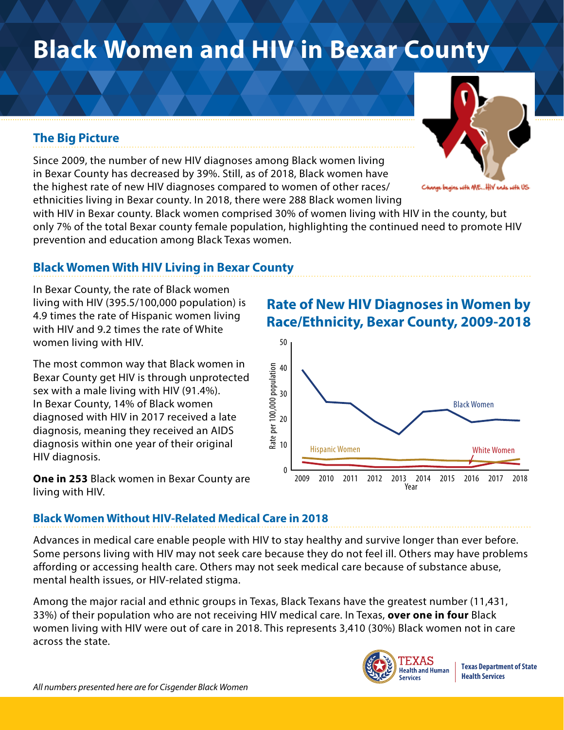# Black Women and HIV in Bexar County

Change begins with ME...HIV ends with US

## The Big Picture

Since 2009, the number of new HIV diagnoses among Black women living in Bexar County has decreased by 39%. Still, as of 2018, Black women have the highest rate of new HIV diagnoses compared to women of other races/ ethnicities living in Bexar county. In 2018, there were 288 Black women living with HIV in Bexar county. Black women comprised 30% of women living with HIV in the county, but only 7% of the total Bexar county female population, highlighting the continued need to promote HIV prevention and education among Black Texas women.

## Black Women With HIV Living in Bexar County

In Bexar County, the rate of Black women living with HIV (395.5/100,000 population) is 4.9 times the rate of Hispanic women living with HIV and 9.2 times the rate of White women living with HIV.

The most common way that Black women in Bexar County get HIV is through unprotected sex with a male living with HIV (91.4%). In Bexar County, 14% of Black women diagnosed with HIV in 2017 received a late diagnosis, meaning they received an AIDS diagnosis within one year of their original HIV diagnosis.

**One in 253** Black women in Bexar County are living with HIV.

### Rate of New HIV Diagnoses in Women by Race/Ethnicity, Bexar County, 2009-2018

## Black Women Without HIV-Related Medical Care in 2018

Advances in medical care enable people with HIV to stay healthy and survive longer than ever before. Some persons living with HIV may not seek care because they do not feel ill. Others may have problems affording or accessing health care. Others may not seek medical care because of substance abuse, mental health issues, or HIV-related stigma.

Among the major racial and ethnic groups in Texas, Black Texans have the greatest number (11,431, 33%) of their population who are not receiving HIV medical care. In Texas, **over one in four** Black women living with HIV were out of care in 2018. This represents 3,410 (30%) Black women not in care across the state.

*All numbers presented here are for Cisgender Black Women*

TEXAS Health and Human Services | Texas Department of State Health Services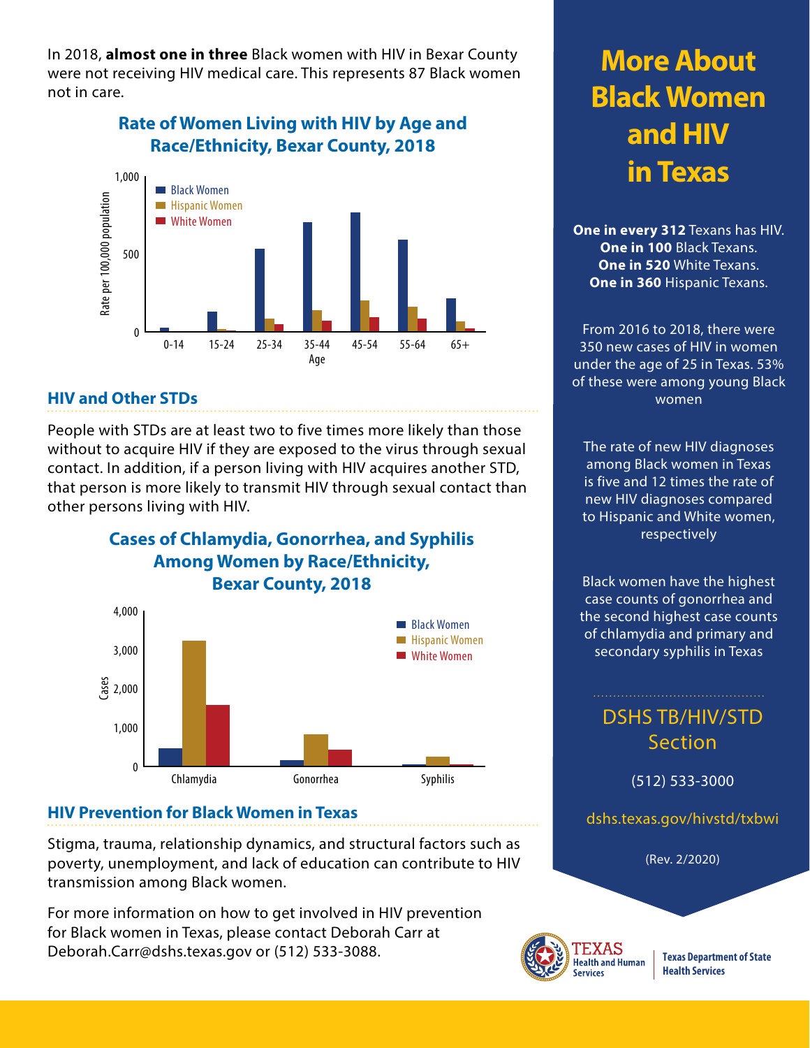In 2018, **almost one in three** Black women with HIV in Bexar County were not receiving HIV medical care. This represents 87 Black women not in care.

### Rate of Women Living with HIV by Age and Race/Ethnicity, Bexar County, 2018

Rate per 100,000 population
1,000
500
0
Black Women
Hispanic Women
White Women
0-14
15-24
25-34
35-44
45-54
55-64
65+
Age

## HIV and Other STDs

People with STDs are at least two to five times more likely than those without to acquire HIV if they are exposed to the virus through sexual contact. In addition, if a person living with HIV acquires another STD, that person is more likely to transmit HIV through sexual contact than other persons living with HIV.

### Cases of Chlamydia, Gonorrhea, and Syphilis Among Women by Race/Ethnicity, Bexar County, 2018

Cases
4,000
3,000
2,000
1,000
0
Black Women
Hispanic Women
White Women
Chlamydia
Gonorrhea
Syphilis

## HIV Prevention for Black Women in Texas

Stigma, trauma, relationship dynamics, and structural factors such as poverty, unemployment, and lack of education can contribute to HIV transmission among Black women.

For more information on how to get involved in HIV prevention for Black women in Texas, please contact Deborah Carr at Deborah.Carr@dshs.texas.gov or (512) 533-3088.

# More About Black Women and HIV in Texas

**One in every 312** Texans has HIV.
**One in 100** Black Texans.
**One in 520** White Texans.
**One in 360** Hispanic Texans.

From 2016 to 2018, there were 350 new cases of HIV in women under the age of 25 in Texas. 53% of these were among young Black women

The rate of new HIV diagnoses among Black women in Texas is five and 12 times the rate of new HIV diagnoses compared to Hispanic and White women, respectively

Black women have the highest case counts of gonorrhea and the second highest case counts of chlamydia and primary and secondary syphilis in Texas

DSHS TB/HIV/STD Section

(512) 533-3000

dshs.texas.gov/hivstd/txbwi

(Rev. 2/2020)

TEXAS Health and Human Services | Texas Department of State Health Services